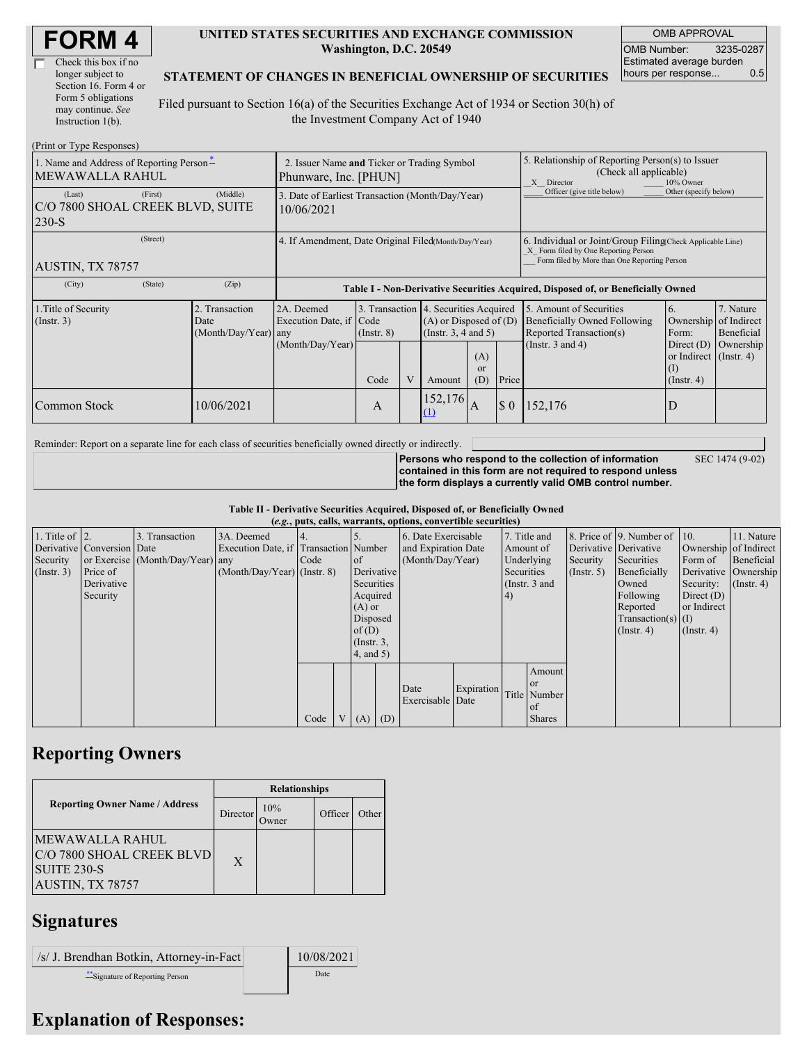# FORM 4

☐ Check this box if no longer subject to Section 16. Form 4 or Form 5 obligations may continue. *See* Instruction 1(b).

**UNITED STATES SECURITIES AND EXCHANGE COMMISSION**
**Washington, D.C. 20549**

**STATEMENT OF CHANGES IN BENEFICIAL OWNERSHIP OF SECURITIES**

Filed pursuant to Section 16(a) of the Securities Exchange Act of 1934 or Section 30(h) of the Investment Company Act of 1940

| OMB APPROVAL | |
|---|---|
| OMB Number: | 3235-0287 |
| Estimated average burden hours per response... | 0.5 |

(Print or Type Responses)

| | | |
|---|---|---|
| 1. Name and Address of Reporting Person * MEWAWALLA RAHUL | 2. Issuer Name and Ticker or Trading Symbol Phunware, Inc. [PHUN] | 5. Relationship of Reporting Person(s) to Issuer (Check all applicable) _X_ Director ___ 10% Owner ___ Officer (give title below) ___ Other (specify below) |
| (Last) (First) (Middle) C/O 7800 SHOAL CREEK BLVD, SUITE 230-S | 3. Date of Earliest Transaction (Month/Day/Year) 10/06/2021 | |
| (Street) AUSTIN, TX 78757 | 4. If Amendment, Date Original Filed (Month/Day/Year) | 6. Individual or Joint/Group Filing (Check Applicable Line) _X_ Form filed by One Reporting Person ___ Form filed by More than One Reporting Person |
| (City) (State) (Zip) | | |

**Table I - Non-Derivative Securities Acquired, Disposed of, or Beneficially Owned**

| 1.Title of Security (Instr. 3) | 2. Transaction Date (Month/Day/Year) | 2A. Deemed Execution Date, if any (Month/Day/Year) | 3. Transaction Code (Instr. 8) | | 4. Securities Acquired (A) or Disposed of (D) (Instr. 3, 4 and 5) | | | 5. Amount of Securities Beneficially Owned Following Reported Transaction(s) (Instr. 3 and 4) | 6. Ownership Form: Direct (D) or Indirect (I) (Instr. 4) | 7. Nature of Indirect Beneficial Ownership (Instr. 4) |
|---|---|---|---|---|---|---|---|---|---|---|
| | | | Code | V | Amount | (A) or (D) | Price | | | |
| Common Stock | 10/06/2021 | | A | | 152,176 (1) | A | $ 0 | 152,176 | D | |

Reminder: Report on a separate line for each class of securities beneficially owned directly or indirectly.

**Persons who respond to the collection of information contained in this form are not required to respond unless the form displays a currently valid OMB control number.** SEC 1474 (9-02)

**Table II - Derivative Securities Acquired, Disposed of, or Beneficially Owned**
**(*e.g.*, puts, calls, warrants, options, convertible securities)**

| 1. Title of Derivative Security (Instr. 3) | 2. Conversion or Exercise Price of Derivative Security | 3. Transaction Date (Month/Day/Year) | 3A. Deemed Execution Date, if any (Month/Day/Year) | 4. Transaction Code (Instr. 8) | | 5. Number of Derivative Securities Acquired (A) or Disposed of (D) (Instr. 3, 4, and 5) | | 6. Date Exercisable and Expiration Date (Month/Day/Year) | | 7. Title and Amount of Underlying Securities (Instr. 3 and 4) | | 8. Price of Derivative Security (Instr. 5) | 9. Number of Derivative Securities Beneficially Owned Following Reported Transaction(s) (Instr. 4) | 10. Ownership Form of Derivative Security: Direct (D) or Indirect (I) (Instr. 4) | 11. Nature of Indirect Beneficial Ownership (Instr. 4) |
|---|---|---|---|---|---|---|---|---|---|---|---|---|---|---|---|
| | | | | Code | V | (A) | (D) | Date Exercisable | Expiration Date | Title | Amount or Number of Shares | | | | |

## Reporting Owners

| Reporting Owner Name / Address | Relationships | | | |
|---|---|---|---|---|
| | Director | 10% Owner | Officer | Other |
| MEWAWALLA RAHUL C/O 7800 SHOAL CREEK BLVD SUITE 230-S AUSTIN, TX 78757 | X | | | |

## Signatures

| /s/ J. Brendhan Botkin, Attorney-in-Fact | 10/08/2021 |
|---|---|
| **Signature of Reporting Person | Date |

## Explanation of Responses: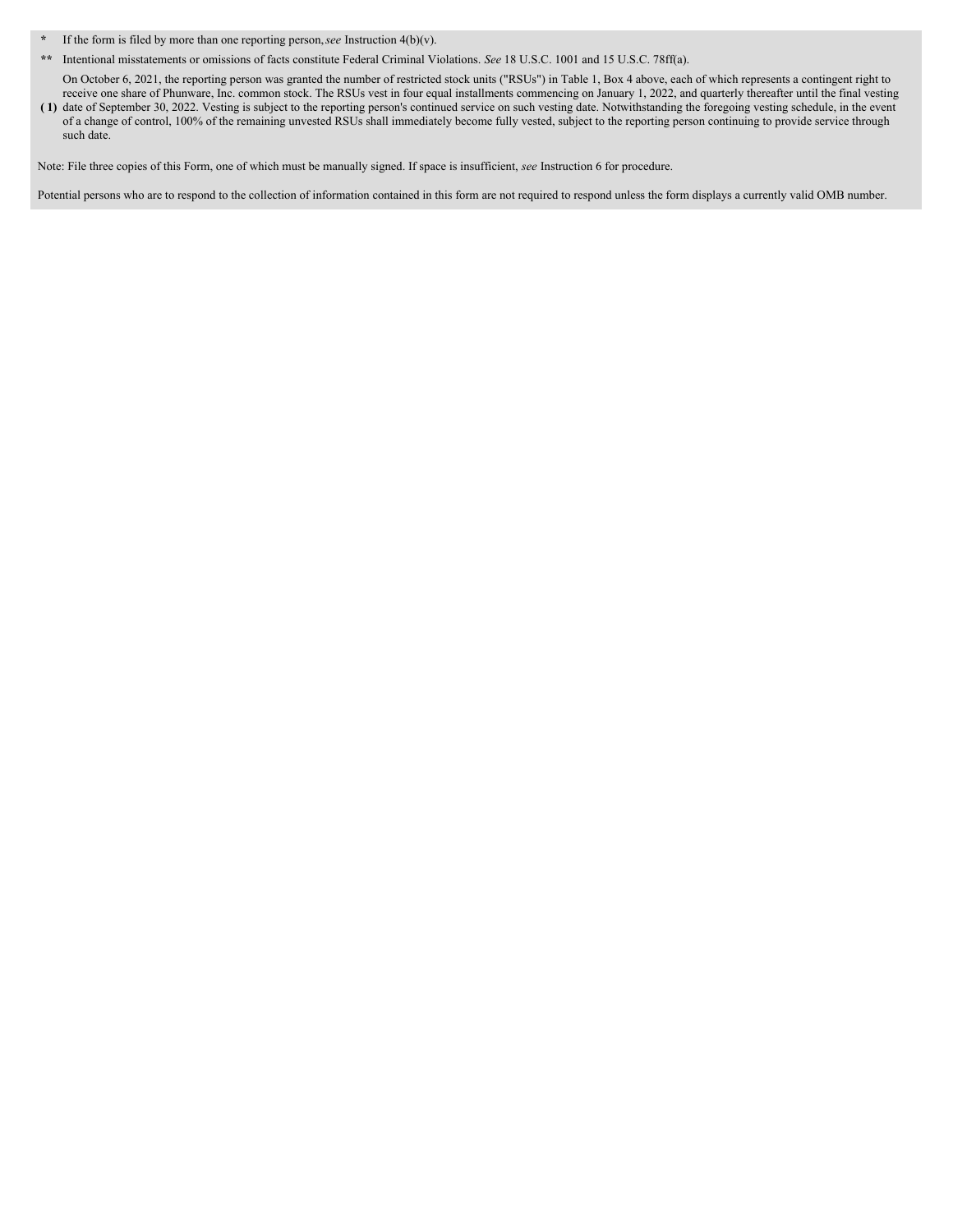\* If the form is filed by more than one reporting person, *see* Instruction 4(b)(v).

\*\* Intentional misstatements or omissions of facts constitute Federal Criminal Violations. *See* 18 U.S.C. 1001 and 15 U.S.C. 78ff(a).

( 1) On October 6, 2021, the reporting person was granted the number of restricted stock units ("RSUs") in Table 1, Box 4 above, each of which represents a contingent right to receive one share of Phunware, Inc. common stock. The RSUs vest in four equal installments commencing on January 1, 2022, and quarterly thereafter until the final vesting date of September 30, 2022. Vesting is subject to the reporting person's continued service on such vesting date. Notwithstanding the foregoing vesting schedule, in the event of a change of control, 100% of the remaining unvested RSUs shall immediately become fully vested, subject to the reporting person continuing to provide service through such date.

Note: File three copies of this Form, one of which must be manually signed. If space is insufficient, *see* Instruction 6 for procedure.

Potential persons who are to respond to the collection of information contained in this form are not required to respond unless the form displays a currently valid OMB number.